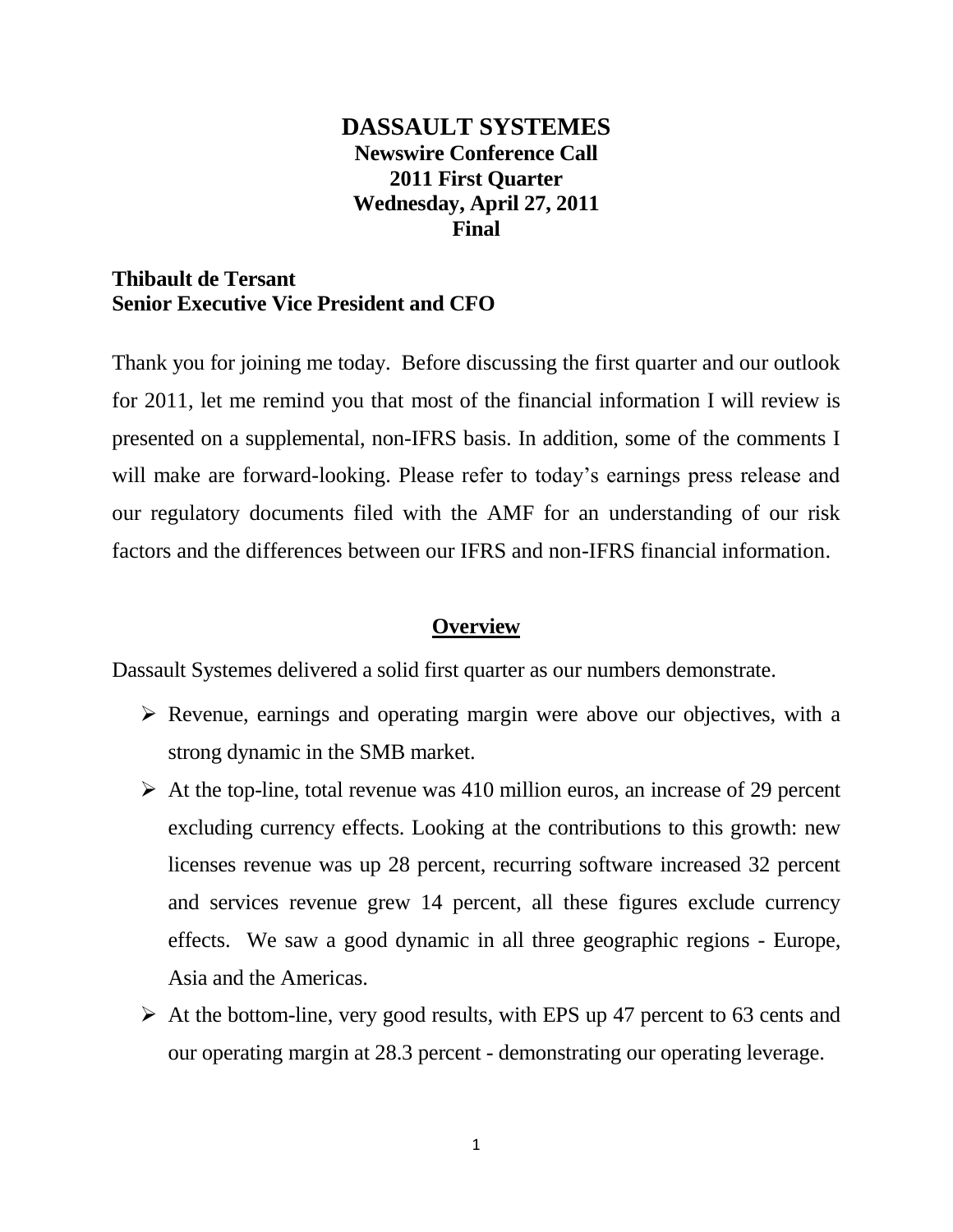# DASSAULT SYSTEMES

**Newswire Conference Call**
**2011 First Quarter**
**Wednesday, April 27, 2011**
**Final**

**Thibault de Tersant**
**Senior Executive Vice President and CFO**

Thank you for joining me today. Before discussing the first quarter and our outlook for 2011, let me remind you that most of the financial information I will review is presented on a supplemental, non-IFRS basis. In addition, some of the comments I will make are forward-looking. Please refer to today's earnings press release and our regulatory documents filed with the AMF for an understanding of our risk factors and the differences between our IFRS and non-IFRS financial information.

## Overview

Dassault Systemes delivered a solid first quarter as our numbers demonstrate.

- Revenue, earnings and operating margin were above our objectives, with a strong dynamic in the SMB market.
- At the top-line, total revenue was 410 million euros, an increase of 29 percent excluding currency effects. Looking at the contributions to this growth: new licenses revenue was up 28 percent, recurring software increased 32 percent and services revenue grew 14 percent, all these figures exclude currency effects. We saw a good dynamic in all three geographic regions - Europe, Asia and the Americas.
- At the bottom-line, very good results, with EPS up 47 percent to 63 cents and our operating margin at 28.3 percent - demonstrating our operating leverage.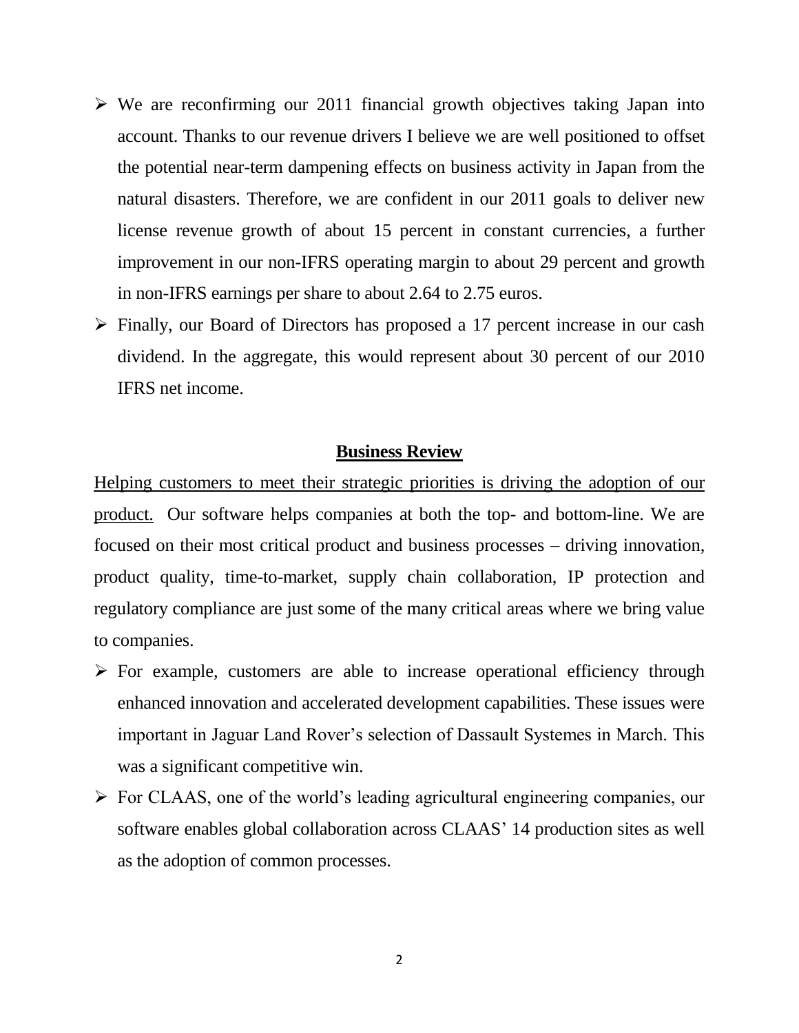- We are reconfirming our 2011 financial growth objectives taking Japan into account. Thanks to our revenue drivers I believe we are well positioned to offset the potential near-term dampening effects on business activity in Japan from the natural disasters. Therefore, we are confident in our 2011 goals to deliver new license revenue growth of about 15 percent in constant currencies, a further improvement in our non-IFRS operating margin to about 29 percent and growth in non-IFRS earnings per share to about 2.64 to 2.75 euros.
- Finally, our Board of Directors has proposed a 17 percent increase in our cash dividend. In the aggregate, this would represent about 30 percent of our 2010 IFRS net income.

## Business Review

Helping customers to meet their strategic priorities is driving the adoption of our product. Our software helps companies at both the top- and bottom-line. We are focused on their most critical product and business processes – driving innovation, product quality, time-to-market, supply chain collaboration, IP protection and regulatory compliance are just some of the many critical areas where we bring value to companies.

- For example, customers are able to increase operational efficiency through enhanced innovation and accelerated development capabilities. These issues were important in Jaguar Land Rover's selection of Dassault Systemes in March. This was a significant competitive win.
- For CLAAS, one of the world's leading agricultural engineering companies, our software enables global collaboration across CLAAS' 14 production sites as well as the adoption of common processes.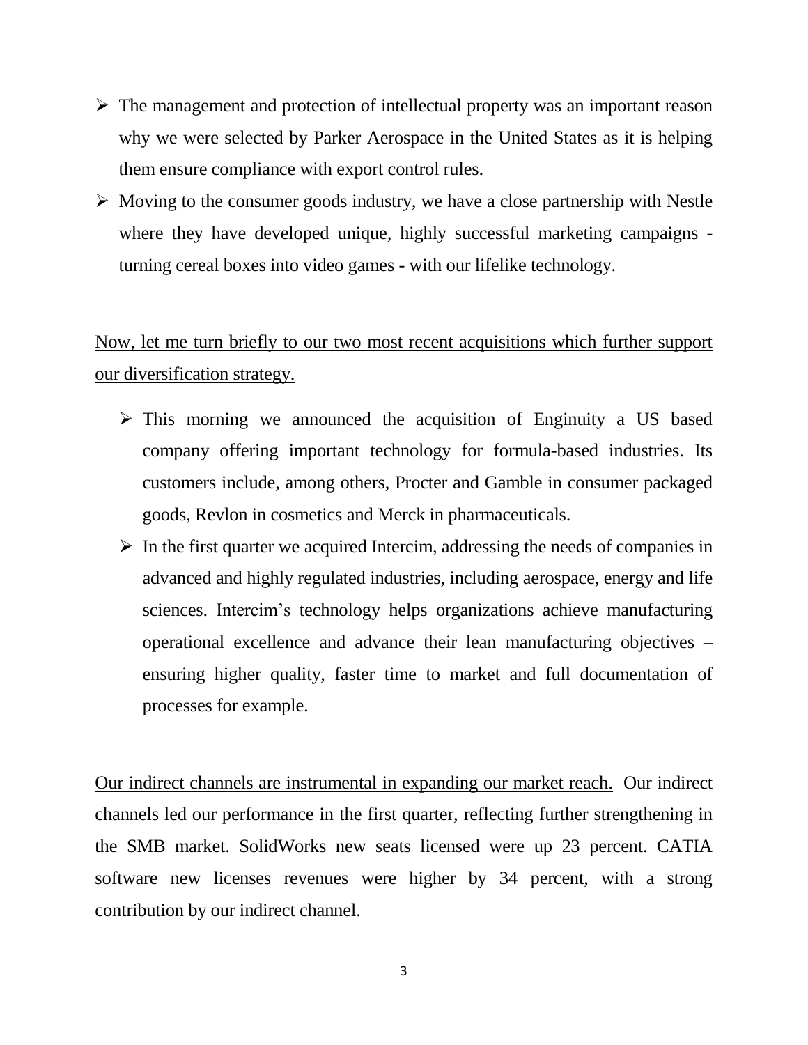- The management and protection of intellectual property was an important reason why we were selected by Parker Aerospace in the United States as it is helping them ensure compliance with export control rules.
- Moving to the consumer goods industry, we have a close partnership with Nestle where they have developed unique, highly successful marketing campaigns - turning cereal boxes into video games - with our lifelike technology.

<u>Now, let me turn briefly to our two most recent acquisitions which further support our diversification strategy.</u>

- This morning we announced the acquisition of Enginuity a US based company offering important technology for formula-based industries. Its customers include, among others, Procter and Gamble in consumer packaged goods, Revlon in cosmetics and Merck in pharmaceuticals.
- In the first quarter we acquired Intercim, addressing the needs of companies in advanced and highly regulated industries, including aerospace, energy and life sciences. Intercim's technology helps organizations achieve manufacturing operational excellence and advance their lean manufacturing objectives – ensuring higher quality, faster time to market and full documentation of processes for example.

<u>Our indirect channels are instrumental in expanding our market reach.</u> Our indirect channels led our performance in the first quarter, reflecting further strengthening in the SMB market. SolidWorks new seats licensed were up 23 percent. CATIA software new licenses revenues were higher by 34 percent, with a strong contribution by our indirect channel.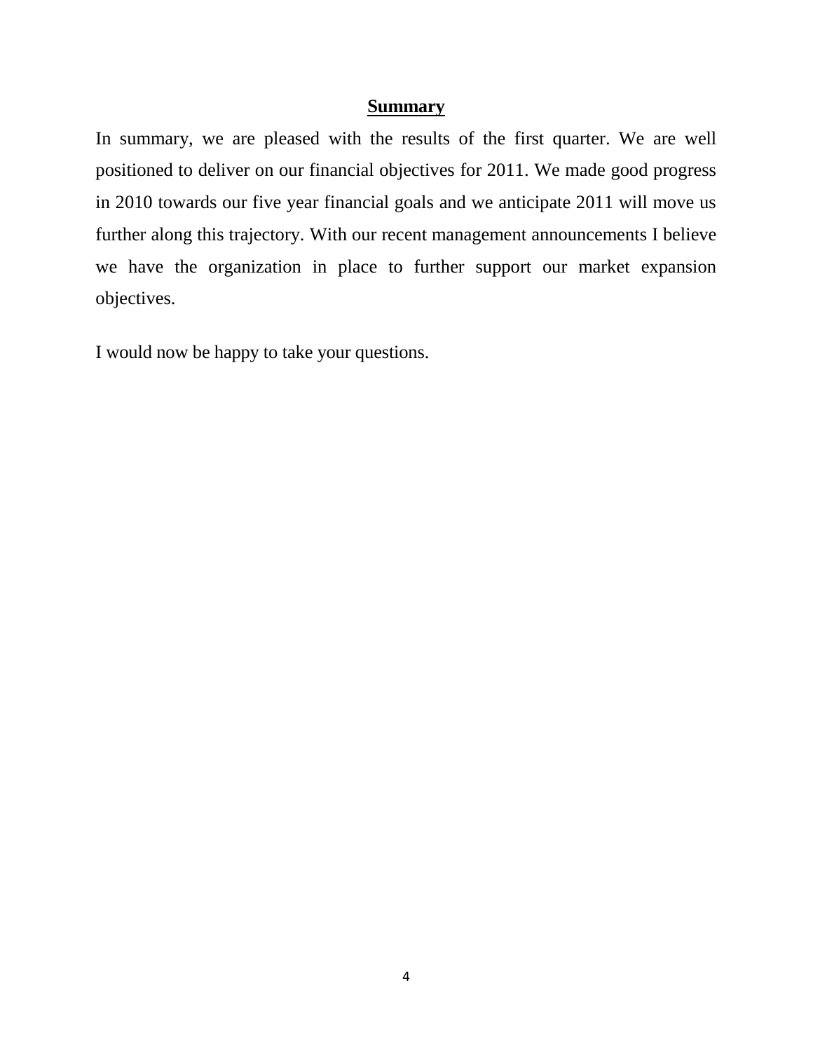## Summary

In summary, we are pleased with the results of the first quarter. We are well positioned to deliver on our financial objectives for 2011. We made good progress in 2010 towards our five year financial goals and we anticipate 2011 will move us further along this trajectory. With our recent management announcements I believe we have the organization in place to further support our market expansion objectives.

I would now be happy to take your questions.